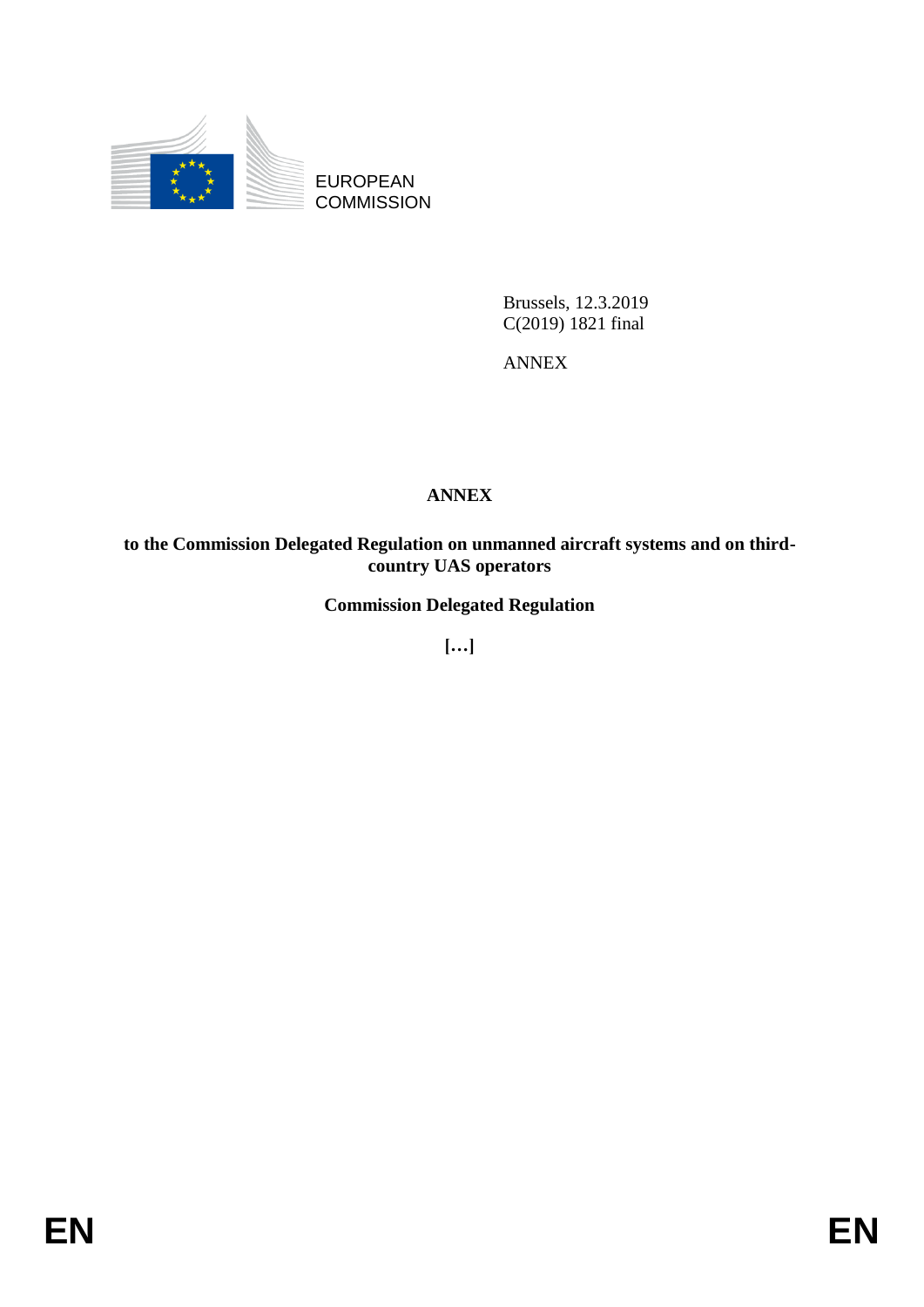EUROPEAN COMMISSION

Brussels, 12.3.2019
C(2019) 1821 final

ANNEX

# ANNEX

**to the Commission Delegated Regulation on unmanned aircraft systems and on third-country UAS operators**

**Commission Delegated Regulation**

**[…]**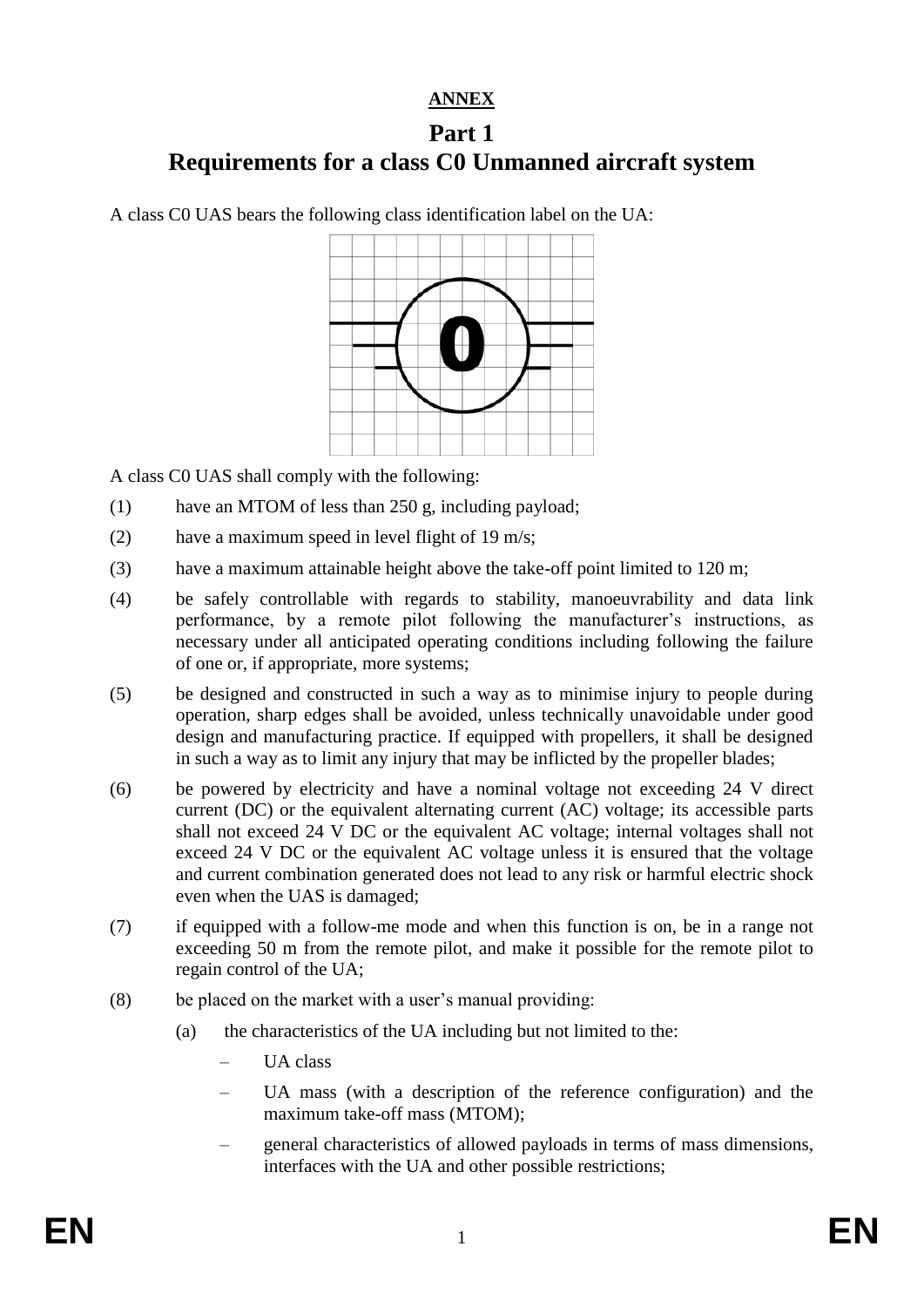**ANNEX**

# Part 1
# Requirements for a class C0 Unmanned aircraft system

A class C0 UAS bears the following class identification label on the UA:

A class C0 UAS shall comply with the following:

(1) have an MTOM of less than 250 g, including payload;

(2) have a maximum speed in level flight of 19 m/s;

(3) have a maximum attainable height above the take-off point limited to 120 m;

(4) be safely controllable with regards to stability, manoeuvrability and data link performance, by a remote pilot following the manufacturer's instructions, as necessary under all anticipated operating conditions including following the failure of one or, if appropriate, more systems;

(5) be designed and constructed in such a way as to minimise injury to people during operation, sharp edges shall be avoided, unless technically unavoidable under good design and manufacturing practice. If equipped with propellers, it shall be designed in such a way as to limit any injury that may be inflicted by the propeller blades;

(6) be powered by electricity and have a nominal voltage not exceeding 24 V direct current (DC) or the equivalent alternating current (AC) voltage; its accessible parts shall not exceed 24 V DC or the equivalent AC voltage; internal voltages shall not exceed 24 V DC or the equivalent AC voltage unless it is ensured that the voltage and current combination generated does not lead to any risk or harmful electric shock even when the UAS is damaged;

(7) if equipped with a follow-me mode and when this function is on, be in a range not exceeding 50 m from the remote pilot, and make it possible for the remote pilot to regain control of the UA;

(8) be placed on the market with a user's manual providing:

   (a) the characteristics of the UA including but not limited to the:

   – UA class

   – UA mass (with a description of the reference configuration) and the maximum take-off mass (MTOM);

   – general characteristics of allowed payloads in terms of mass dimensions, interfaces with the UA and other possible restrictions;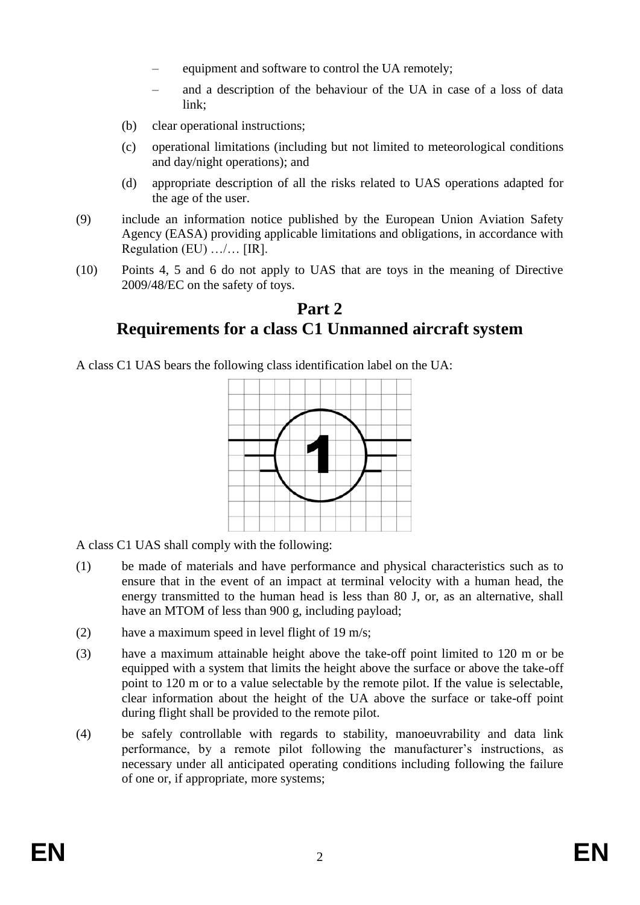- equipment and software to control the UA remotely;
  - and a description of the behaviour of the UA in case of a loss of data link;

(b) clear operational instructions;

(c) operational limitations (including but not limited to meteorological conditions and day/night operations); and

(d) appropriate description of all the risks related to UAS operations adapted for the age of the user.

(9) include an information notice published by the European Union Aviation Safety Agency (EASA) providing applicable limitations and obligations, in accordance with Regulation (EU) …/… [IR].

(10) Points 4, 5 and 6 do not apply to UAS that are toys in the meaning of Directive 2009/48/EC on the safety of toys.

## Part 2
## Requirements for a class C1 Unmanned aircraft system

A class C1 UAS bears the following class identification label on the UA:

A class C1 UAS shall comply with the following:

(1) be made of materials and have performance and physical characteristics such as to ensure that in the event of an impact at terminal velocity with a human head, the energy transmitted to the human head is less than 80 J, or, as an alternative, shall have an MTOM of less than 900 g, including payload;

(2) have a maximum speed in level flight of 19 m/s;

(3) have a maximum attainable height above the take-off point limited to 120 m or be equipped with a system that limits the height above the surface or above the take-off point to 120 m or to a value selectable by the remote pilot. If the value is selectable, clear information about the height of the UA above the surface or take-off point during flight shall be provided to the remote pilot.

(4) be safely controllable with regards to stability, manoeuvrability and data link performance, by a remote pilot following the manufacturer's instructions, as necessary under all anticipated operating conditions including following the failure of one or, if appropriate, more systems;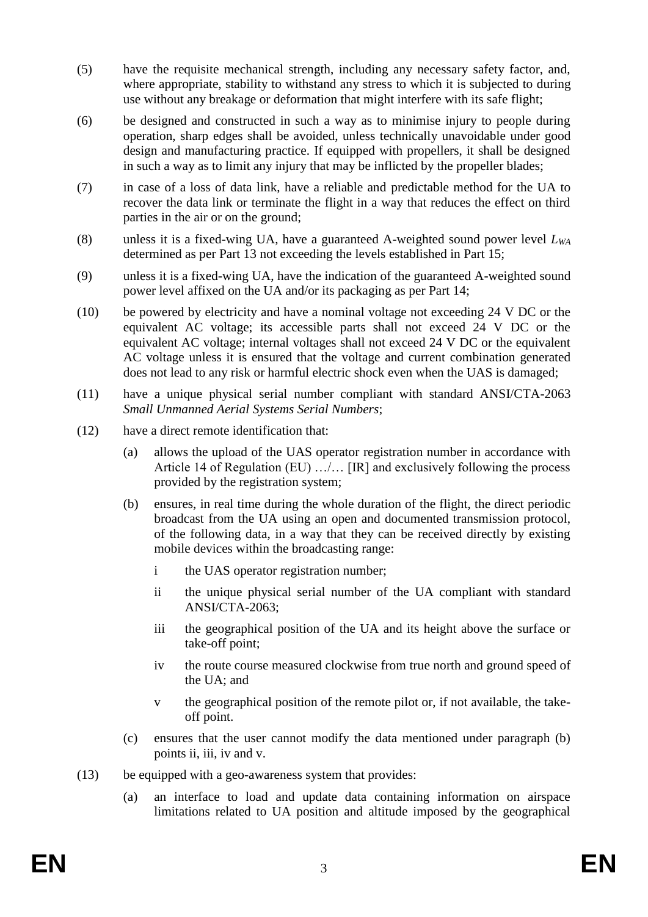(5) have the requisite mechanical strength, including any necessary safety factor, and, where appropriate, stability to withstand any stress to which it is subjected to during use without any breakage or deformation that might interfere with its safe flight;

(6) be designed and constructed in such a way as to minimise injury to people during operation, sharp edges shall be avoided, unless technically unavoidable under good design and manufacturing practice. If equipped with propellers, it shall be designed in such a way as to limit any injury that may be inflicted by the propeller blades;

(7) in case of a loss of data link, have a reliable and predictable method for the UA to recover the data link or terminate the flight in a way that reduces the effect on third parties in the air or on the ground;

(8) unless it is a fixed-wing UA, have a guaranteed A-weighted sound power level $L_{WA}$ determined as per Part 13 not exceeding the levels established in Part 15;

(9) unless it is a fixed-wing UA, have the indication of the guaranteed A-weighted sound power level affixed on the UA and/or its packaging as per Part 14;

(10) be powered by electricity and have a nominal voltage not exceeding 24 V DC or the equivalent AC voltage; its accessible parts shall not exceed 24 V DC or the equivalent AC voltage; internal voltages shall not exceed 24 V DC or the equivalent AC voltage unless it is ensured that the voltage and current combination generated does not lead to any risk or harmful electric shock even when the UAS is damaged;

(11) have a unique physical serial number compliant with standard ANSI/CTA-2063 *Small Unmanned Aerial Systems Serial Numbers*;

(12) have a direct remote identification that:

  (a) allows the upload of the UAS operator registration number in accordance with Article 14 of Regulation (EU) …/… [IR] and exclusively following the process provided by the registration system;

  (b) ensures, in real time during the whole duration of the flight, the direct periodic broadcast from the UA using an open and documented transmission protocol, of the following data, in a way that they can be received directly by existing mobile devices within the broadcasting range:

    i the UAS operator registration number;

    ii the unique physical serial number of the UA compliant with standard ANSI/CTA-2063;

    iii the geographical position of the UA and its height above the surface or take-off point;

    iv the route course measured clockwise from true north and ground speed of the UA; and

    v the geographical position of the remote pilot or, if not available, the take-off point.

  (c) ensures that the user cannot modify the data mentioned under paragraph (b) points ii, iii, iv and v.

(13) be equipped with a geo-awareness system that provides:

  (a) an interface to load and update data containing information on airspace limitations related to UA position and altitude imposed by the geographical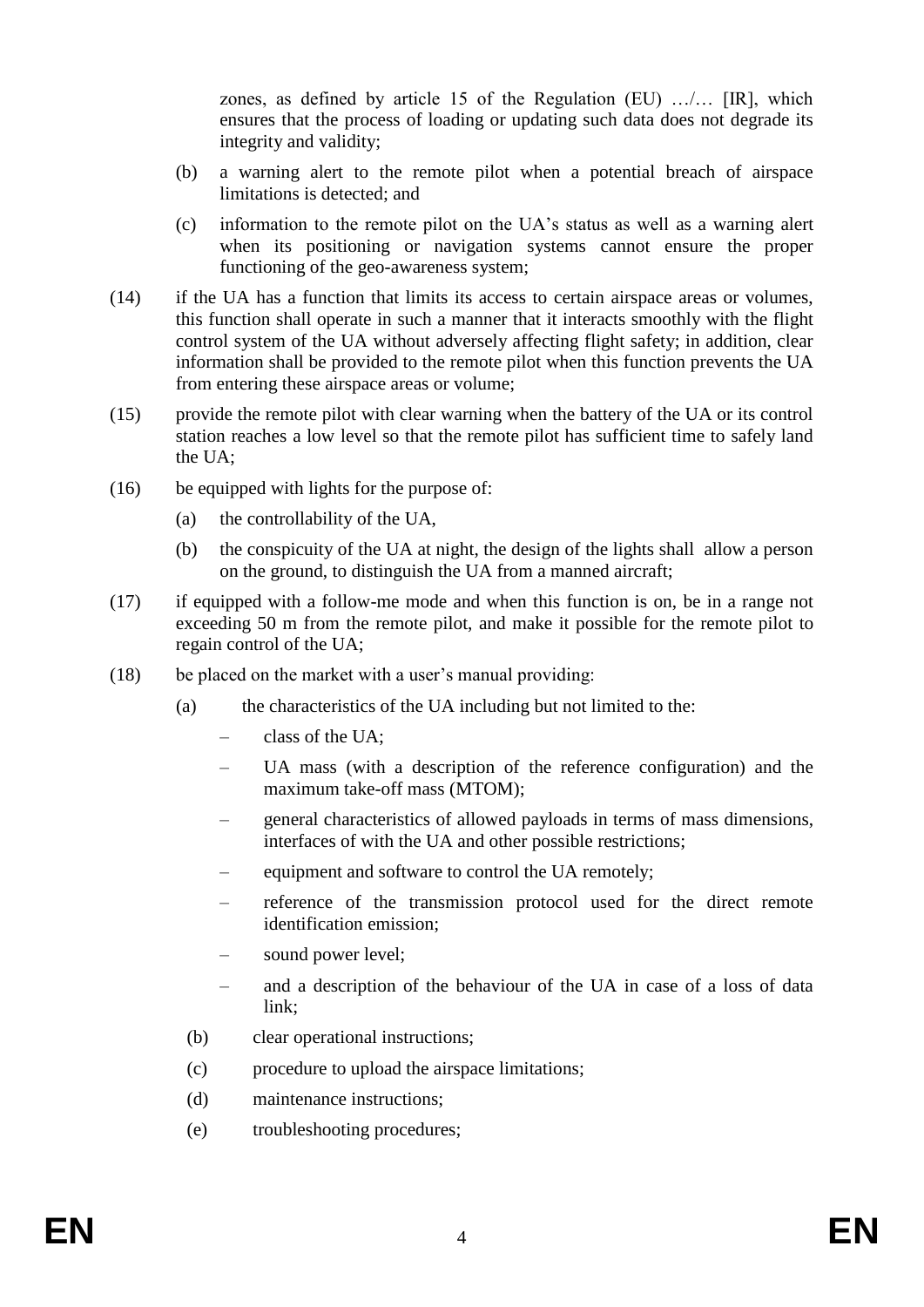zones, as defined by article 15 of the Regulation (EU) …/… [IR], which ensures that the process of loading or updating such data does not degrade its integrity and validity;

(b) a warning alert to the remote pilot when a potential breach of airspace limitations is detected; and

(c) information to the remote pilot on the UA's status as well as a warning alert when its positioning or navigation systems cannot ensure the proper functioning of the geo-awareness system;

(14) if the UA has a function that limits its access to certain airspace areas or volumes, this function shall operate in such a manner that it interacts smoothly with the flight control system of the UA without adversely affecting flight safety; in addition, clear information shall be provided to the remote pilot when this function prevents the UA from entering these airspace areas or volume;

(15) provide the remote pilot with clear warning when the battery of the UA or its control station reaches a low level so that the remote pilot has sufficient time to safely land the UA;

(16) be equipped with lights for the purpose of:

(a) the controllability of the UA,

(b) the conspicuity of the UA at night, the design of the lights shall allow a person on the ground, to distinguish the UA from a manned aircraft;

(17) if equipped with a follow-me mode and when this function is on, be in a range not exceeding 50 m from the remote pilot, and make it possible for the remote pilot to regain control of the UA;

(18) be placed on the market with a user's manual providing:

(a) the characteristics of the UA including but not limited to the:

– class of the UA;

– UA mass (with a description of the reference configuration) and the maximum take-off mass (MTOM);

– general characteristics of allowed payloads in terms of mass dimensions, interfaces of with the UA and other possible restrictions;

– equipment and software to control the UA remotely;

– reference of the transmission protocol used for the direct remote identification emission;

– sound power level;

– and a description of the behaviour of the UA in case of a loss of data link;

(b) clear operational instructions;

(c) procedure to upload the airspace limitations;

(d) maintenance instructions;

(e) troubleshooting procedures;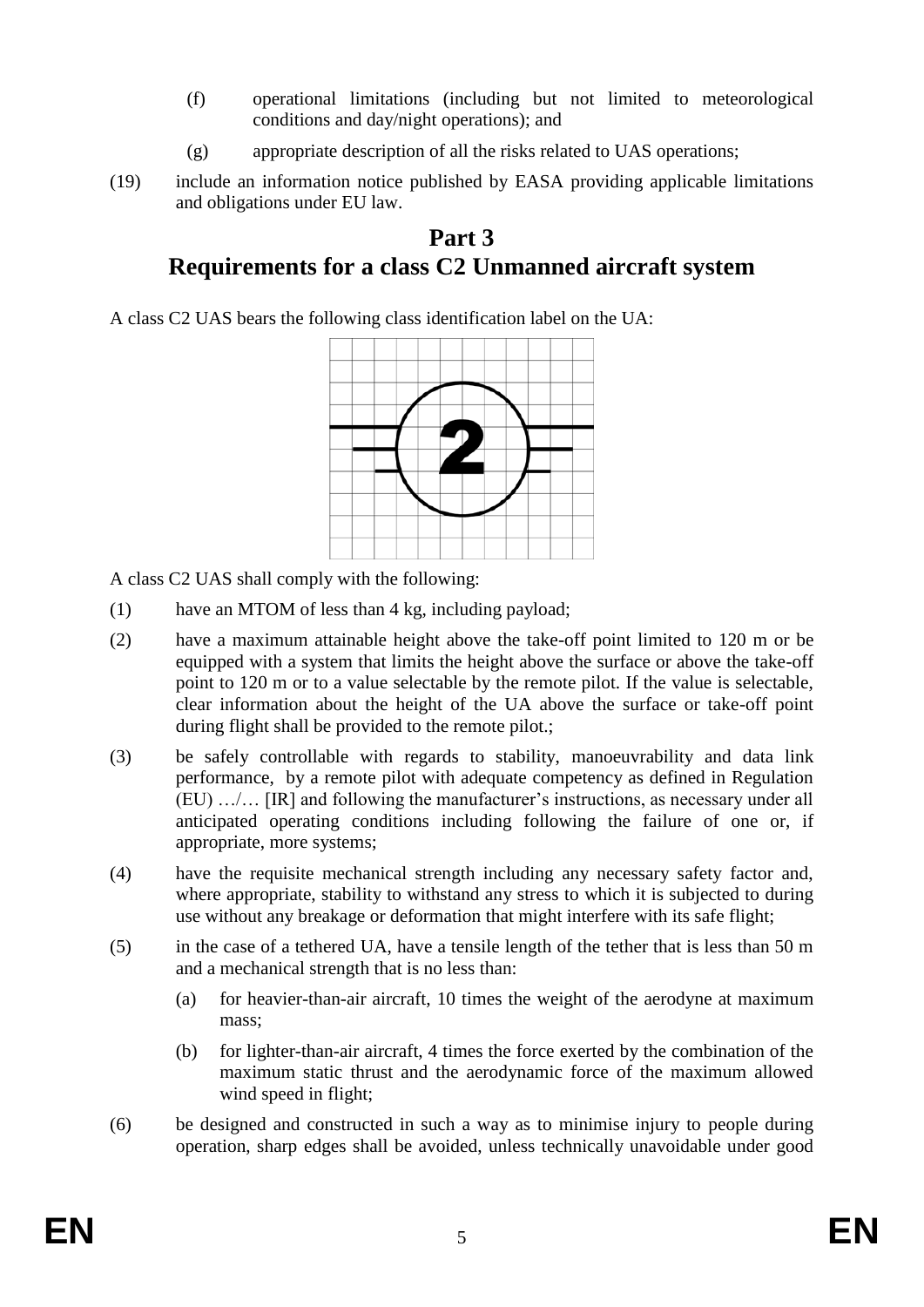(f) operational limitations (including but not limited to meteorological conditions and day/night operations); and

(g) appropriate description of all the risks related to UAS operations;

(19) include an information notice published by EASA providing applicable limitations and obligations under EU law.

# Part 3
# Requirements for a class C2 Unmanned aircraft system

A class C2 UAS bears the following class identification label on the UA:

A class C2 UAS shall comply with the following:

(1) have an MTOM of less than 4 kg, including payload;

(2) have a maximum attainable height above the take-off point limited to 120 m or be equipped with a system that limits the height above the surface or above the take-off point to 120 m or to a value selectable by the remote pilot. If the value is selectable, clear information about the height of the UA above the surface or take-off point during flight shall be provided to the remote pilot.;

(3) be safely controllable with regards to stability, manoeuvrability and data link performance, by a remote pilot with adequate competency as defined in Regulation (EU) …/… [IR] and following the manufacturer's instructions, as necessary under all anticipated operating conditions including following the failure of one or, if appropriate, more systems;

(4) have the requisite mechanical strength including any necessary safety factor and, where appropriate, stability to withstand any stress to which it is subjected to during use without any breakage or deformation that might interfere with its safe flight;

(5) in the case of a tethered UA, have a tensile length of the tether that is less than 50 m and a mechanical strength that is no less than:

(a) for heavier-than-air aircraft, 10 times the weight of the aerodyne at maximum mass;

(b) for lighter-than-air aircraft, 4 times the force exerted by the combination of the maximum static thrust and the aerodynamic force of the maximum allowed wind speed in flight;

(6) be designed and constructed in such a way as to minimise injury to people during operation, sharp edges shall be avoided, unless technically unavoidable under good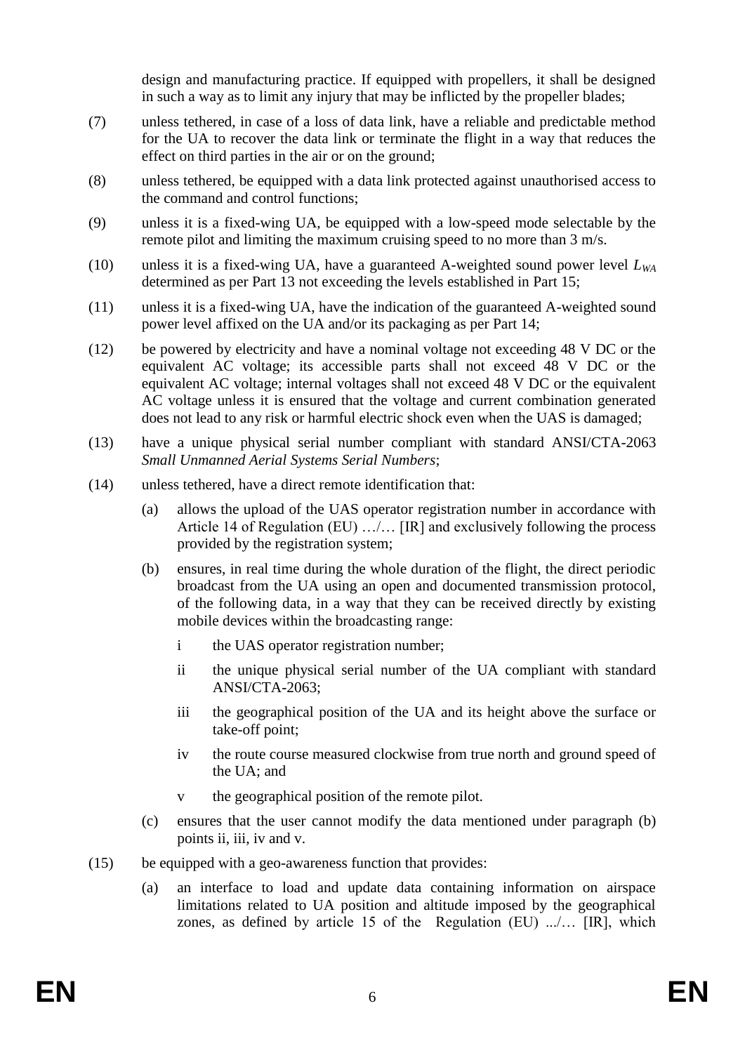design and manufacturing practice. If equipped with propellers, it shall be designed in such a way as to limit any injury that may be inflicted by the propeller blades;

(7) unless tethered, in case of a loss of data link, have a reliable and predictable method for the UA to recover the data link or terminate the flight in a way that reduces the effect on third parties in the air or on the ground;

(8) unless tethered, be equipped with a data link protected against unauthorised access to the command and control functions;

(9) unless it is a fixed-wing UA, be equipped with a low-speed mode selectable by the remote pilot and limiting the maximum cruising speed to no more than 3 m/s.

(10) unless it is a fixed-wing UA, have a guaranteed A-weighted sound power level $L_{WA}$ determined as per Part 13 not exceeding the levels established in Part 15;

(11) unless it is a fixed-wing UA, have the indication of the guaranteed A-weighted sound power level affixed on the UA and/or its packaging as per Part 14;

(12) be powered by electricity and have a nominal voltage not exceeding 48 V DC or the equivalent AC voltage; its accessible parts shall not exceed 48 V DC or the equivalent AC voltage; internal voltages shall not exceed 48 V DC or the equivalent AC voltage unless it is ensured that the voltage and current combination generated does not lead to any risk or harmful electric shock even when the UAS is damaged;

(13) have a unique physical serial number compliant with standard ANSI/CTA-2063 *Small Unmanned Aerial Systems Serial Numbers*;

(14) unless tethered, have a direct remote identification that:

   (a) allows the upload of the UAS operator registration number in accordance with Article 14 of Regulation (EU) …/… [IR] and exclusively following the process provided by the registration system;

   (b) ensures, in real time during the whole duration of the flight, the direct periodic broadcast from the UA using an open and documented transmission protocol, of the following data, in a way that they can be received directly by existing mobile devices within the broadcasting range:

      i the UAS operator registration number;

      ii the unique physical serial number of the UA compliant with standard ANSI/CTA-2063;

      iii the geographical position of the UA and its height above the surface or take-off point;

      iv the route course measured clockwise from true north and ground speed of the UA; and

      v the geographical position of the remote pilot.

   (c) ensures that the user cannot modify the data mentioned under paragraph (b) points ii, iii, iv and v.

(15) be equipped with a geo-awareness function that provides:

   (a) an interface to load and update data containing information on airspace limitations related to UA position and altitude imposed by the geographical zones, as defined by article 15 of the Regulation (EU) .../… [IR], which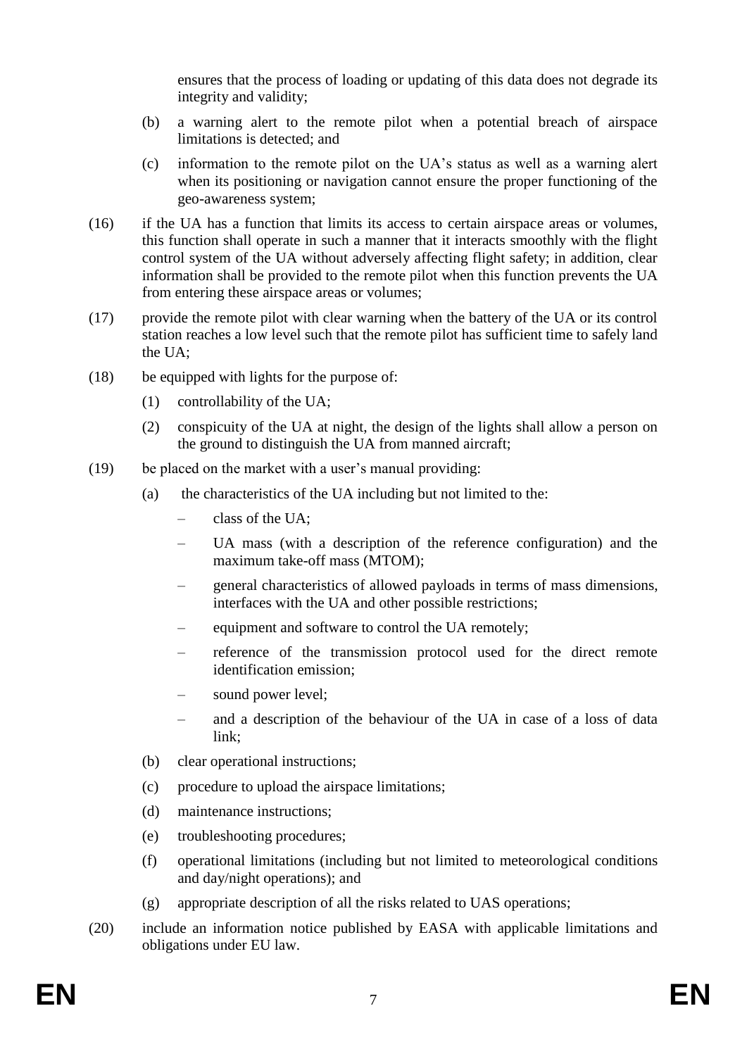ensures that the process of loading or updating of this data does not degrade its integrity and validity;

(b) a warning alert to the remote pilot when a potential breach of airspace limitations is detected; and

(c) information to the remote pilot on the UA's status as well as a warning alert when its positioning or navigation cannot ensure the proper functioning of the geo-awareness system;

(16) if the UA has a function that limits its access to certain airspace areas or volumes, this function shall operate in such a manner that it interacts smoothly with the flight control system of the UA without adversely affecting flight safety; in addition, clear information shall be provided to the remote pilot when this function prevents the UA from entering these airspace areas or volumes;

(17) provide the remote pilot with clear warning when the battery of the UA or its control station reaches a low level such that the remote pilot has sufficient time to safely land the UA;

(18) be equipped with lights for the purpose of:

   (1) controllability of the UA;

   (2) conspicuity of the UA at night, the design of the lights shall allow a person on the ground to distinguish the UA from manned aircraft;

(19) be placed on the market with a user's manual providing:

   (a) the characteristics of the UA including but not limited to the:

   – class of the UA;

   – UA mass (with a description of the reference configuration) and the maximum take-off mass (MTOM);

   – general characteristics of allowed payloads in terms of mass dimensions, interfaces with the UA and other possible restrictions;

   – equipment and software to control the UA remotely;

   – reference of the transmission protocol used for the direct remote identification emission;

   – sound power level;

   – and a description of the behaviour of the UA in case of a loss of data link;

   (b) clear operational instructions;

   (c) procedure to upload the airspace limitations;

   (d) maintenance instructions;

   (e) troubleshooting procedures;

   (f) operational limitations (including but not limited to meteorological conditions and day/night operations); and

   (g) appropriate description of all the risks related to UAS operations;

(20) include an information notice published by EASA with applicable limitations and obligations under EU law.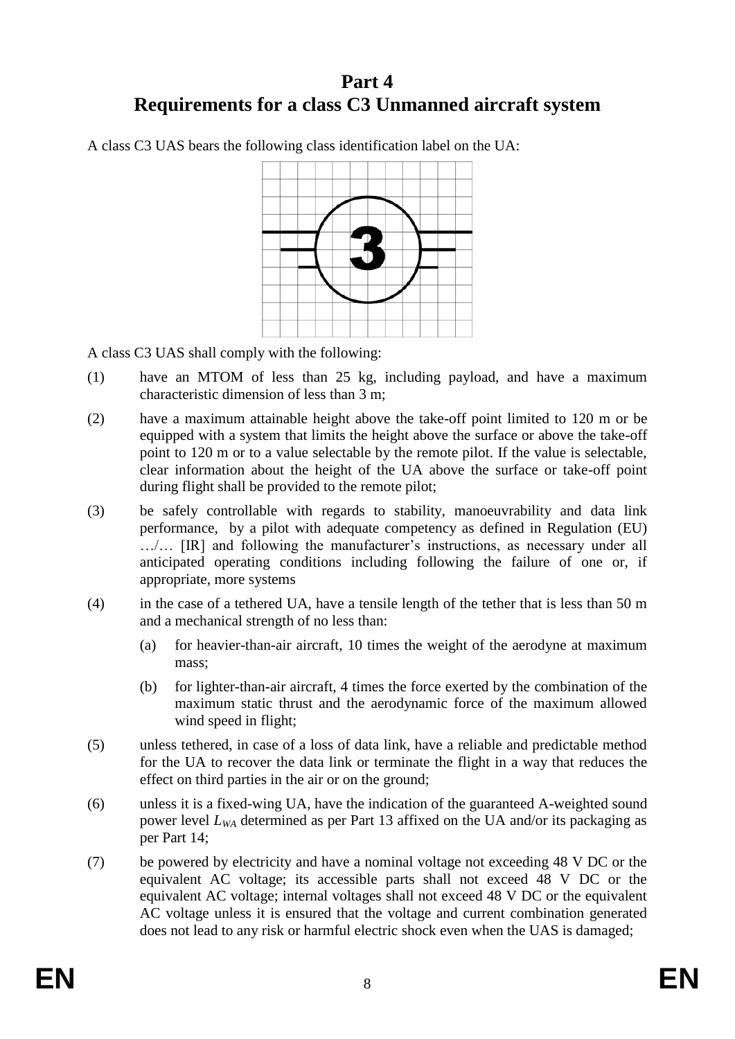# Part 4
# Requirements for a class C3 Unmanned aircraft system

A class C3 UAS bears the following class identification label on the UA:

A class C3 UAS shall comply with the following:

(1) have an MTOM of less than 25 kg, including payload, and have a maximum characteristic dimension of less than 3 m;

(2) have a maximum attainable height above the take-off point limited to 120 m or be equipped with a system that limits the height above the surface or above the take-off point to 120 m or to a value selectable by the remote pilot. If the value is selectable, clear information about the height of the UA above the surface or take-off point during flight shall be provided to the remote pilot;

(3) be safely controllable with regards to stability, manoeuvrability and data link performance, by a pilot with adequate competency as defined in Regulation (EU) …/… [IR] and following the manufacturer's instructions, as necessary under all anticipated operating conditions including following the failure of one or, if appropriate, more systems

(4) in the case of a tethered UA, have a tensile length of the tether that is less than 50 m and a mechanical strength of no less than:

   (a) for heavier-than-air aircraft, 10 times the weight of the aerodyne at maximum mass;

   (b) for lighter-than-air aircraft, 4 times the force exerted by the combination of the maximum static thrust and the aerodynamic force of the maximum allowed wind speed in flight;

(5) unless tethered, in case of a loss of data link, have a reliable and predictable method for the UA to recover the data link or terminate the flight in a way that reduces the effect on third parties in the air or on the ground;

(6) unless it is a fixed-wing UA, have the indication of the guaranteed A-weighted sound power level $L_{WA}$ determined as per Part 13 affixed on the UA and/or its packaging as per Part 14;

(7) be powered by electricity and have a nominal voltage not exceeding 48 V DC or the equivalent AC voltage; its accessible parts shall not exceed 48 V DC or the equivalent AC voltage; internal voltages shall not exceed 48 V DC or the equivalent AC voltage unless it is ensured that the voltage and current combination generated does not lead to any risk or harmful electric shock even when the UAS is damaged;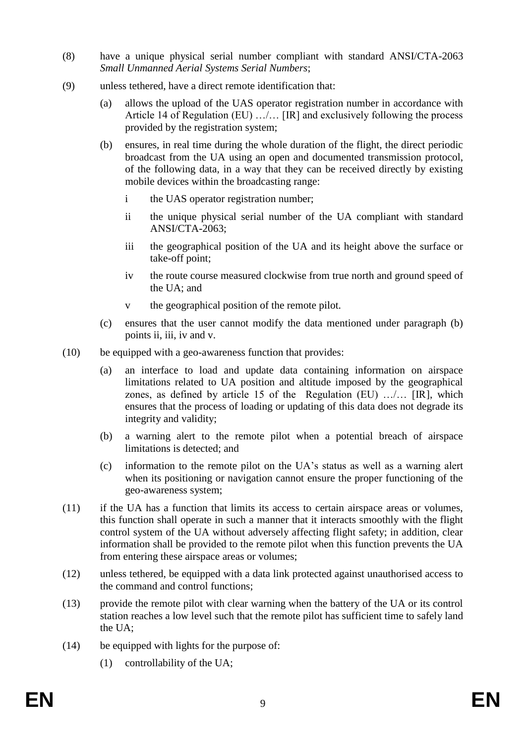(8) have a unique physical serial number compliant with standard ANSI/CTA-2063 *Small Unmanned Aerial Systems Serial Numbers*;

(9) unless tethered, have a direct remote identification that:

  (a) allows the upload of the UAS operator registration number in accordance with Article 14 of Regulation (EU) …/… [IR] and exclusively following the process provided by the registration system;

  (b) ensures, in real time during the whole duration of the flight, the direct periodic broadcast from the UA using an open and documented transmission protocol, of the following data, in a way that they can be received directly by existing mobile devices within the broadcasting range:

    i the UAS operator registration number;

    ii the unique physical serial number of the UA compliant with standard ANSI/CTA-2063;

    iii the geographical position of the UA and its height above the surface or take-off point;

    iv the route course measured clockwise from true north and ground speed of the UA; and

    v the geographical position of the remote pilot.

  (c) ensures that the user cannot modify the data mentioned under paragraph (b) points ii, iii, iv and v.

(10) be equipped with a geo-awareness function that provides:

  (a) an interface to load and update data containing information on airspace limitations related to UA position and altitude imposed by the geographical zones, as defined by article 15 of the Regulation (EU) …/… [IR], which ensures that the process of loading or updating of this data does not degrade its integrity and validity;

  (b) a warning alert to the remote pilot when a potential breach of airspace limitations is detected; and

  (c) information to the remote pilot on the UA's status as well as a warning alert when its positioning or navigation cannot ensure the proper functioning of the geo-awareness system;

(11) if the UA has a function that limits its access to certain airspace areas or volumes, this function shall operate in such a manner that it interacts smoothly with the flight control system of the UA without adversely affecting flight safety; in addition, clear information shall be provided to the remote pilot when this function prevents the UA from entering these airspace areas or volumes;

(12) unless tethered, be equipped with a data link protected against unauthorised access to the command and control functions;

(13) provide the remote pilot with clear warning when the battery of the UA or its control station reaches a low level such that the remote pilot has sufficient time to safely land the UA;

(14) be equipped with lights for the purpose of:

  (1) controllability of the UA;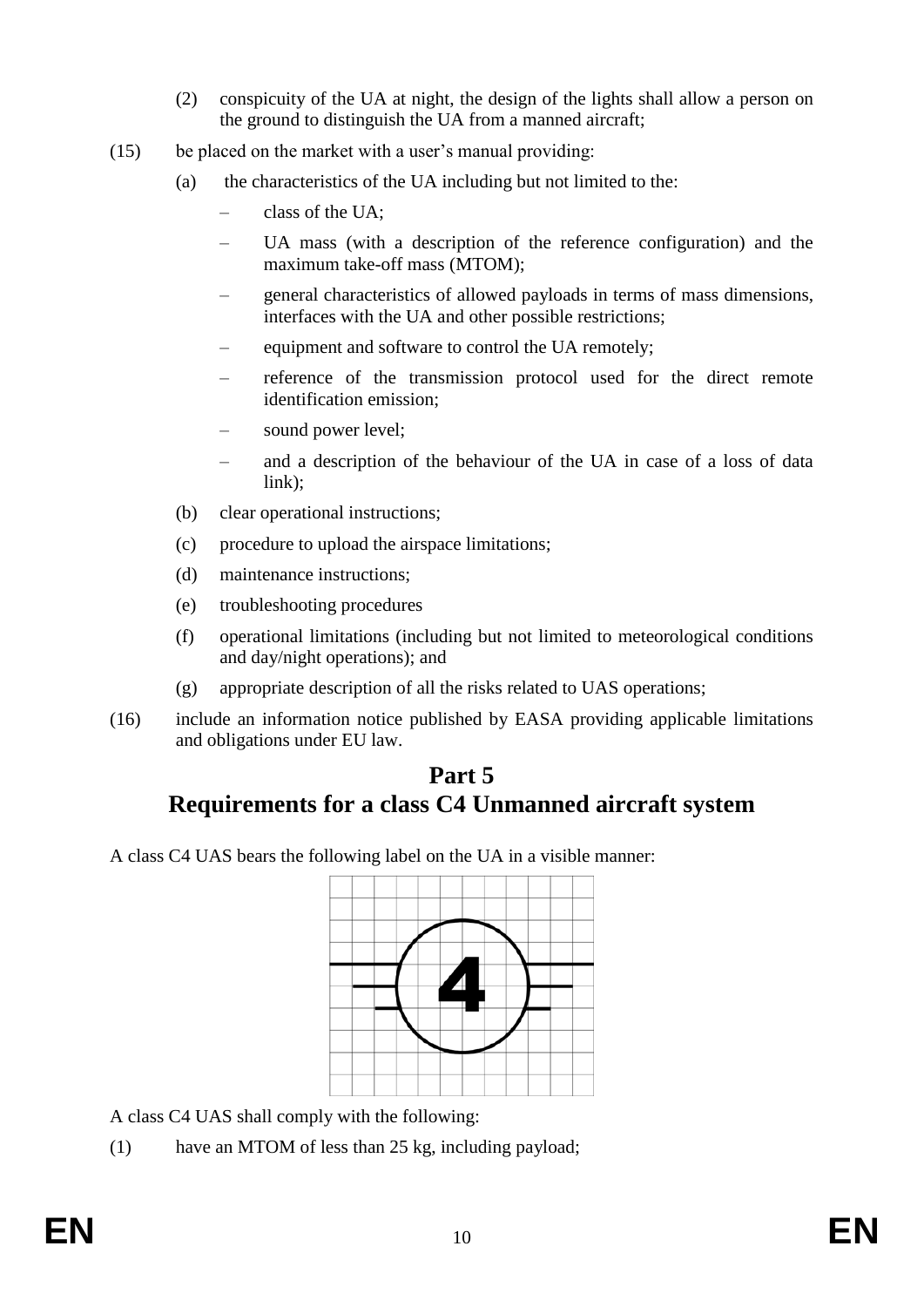(2) conspicuity of the UA at night, the design of the lights shall allow a person on the ground to distinguish the UA from a manned aircraft;

(15) be placed on the market with a user's manual providing:

(a) the characteristics of the UA including but not limited to the:

– class of the UA;

– UA mass (with a description of the reference configuration) and the maximum take-off mass (MTOM);

– general characteristics of allowed payloads in terms of mass dimensions, interfaces with the UA and other possible restrictions;

– equipment and software to control the UA remotely;

– reference of the transmission protocol used for the direct remote identification emission;

– sound power level;

– and a description of the behaviour of the UA in case of a loss of data link);

(b) clear operational instructions;

(c) procedure to upload the airspace limitations;

(d) maintenance instructions;

(e) troubleshooting procedures

(f) operational limitations (including but not limited to meteorological conditions and day/night operations); and

(g) appropriate description of all the risks related to UAS operations;

(16) include an information notice published by EASA providing applicable limitations and obligations under EU law.

# Part 5
# Requirements for a class C4 Unmanned aircraft system

A class C4 UAS bears the following label on the UA in a visible manner:

A class C4 UAS shall comply with the following:

(1) have an MTOM of less than 25 kg, including payload;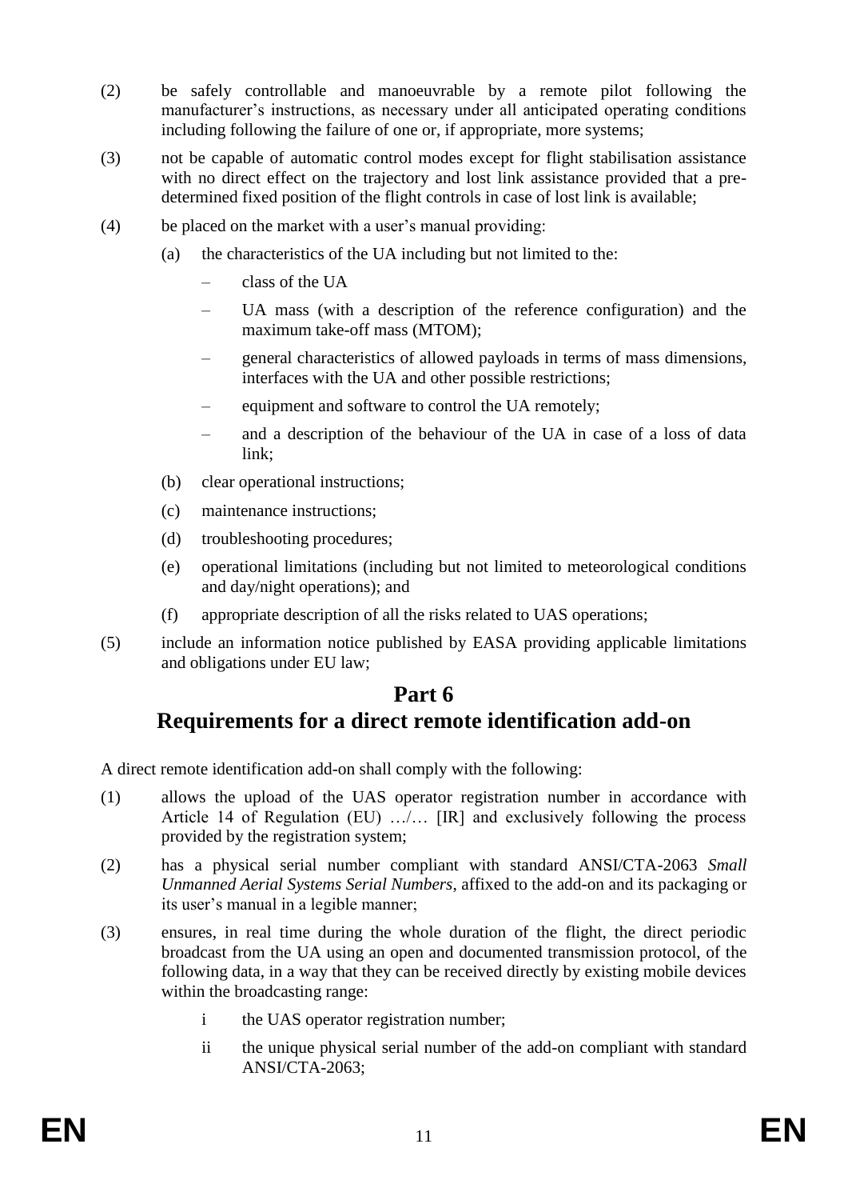(2) be safely controllable and manoeuvrable by a remote pilot following the manufacturer's instructions, as necessary under all anticipated operating conditions including following the failure of one or, if appropriate, more systems;

(3) not be capable of automatic control modes except for flight stabilisation assistance with no direct effect on the trajectory and lost link assistance provided that a pre-determined fixed position of the flight controls in case of lost link is available;

(4) be placed on the market with a user's manual providing:

   (a) the characteristics of the UA including but not limited to the:

   – class of the UA

   – UA mass (with a description of the reference configuration) and the maximum take-off mass (MTOM);

   – general characteristics of allowed payloads in terms of mass dimensions, interfaces with the UA and other possible restrictions;

   – equipment and software to control the UA remotely;

   – and a description of the behaviour of the UA in case of a loss of data link;

   (b) clear operational instructions;

   (c) maintenance instructions;

   (d) troubleshooting procedures;

   (e) operational limitations (including but not limited to meteorological conditions and day/night operations); and

   (f) appropriate description of all the risks related to UAS operations;

(5) include an information notice published by EASA providing applicable limitations and obligations under EU law;

## Part 6
## Requirements for a direct remote identification add-on

A direct remote identification add-on shall comply with the following:

(1) allows the upload of the UAS operator registration number in accordance with Article 14 of Regulation (EU) …/… [IR] and exclusively following the process provided by the registration system;

(2) has a physical serial number compliant with standard ANSI/CTA-2063 *Small Unmanned Aerial Systems Serial Numbers*, affixed to the add-on and its packaging or its user's manual in a legible manner;

(3) ensures, in real time during the whole duration of the flight, the direct periodic broadcast from the UA using an open and documented transmission protocol, of the following data, in a way that they can be received directly by existing mobile devices within the broadcasting range:

   i the UAS operator registration number;

   ii the unique physical serial number of the add-on compliant with standard ANSI/CTA-2063;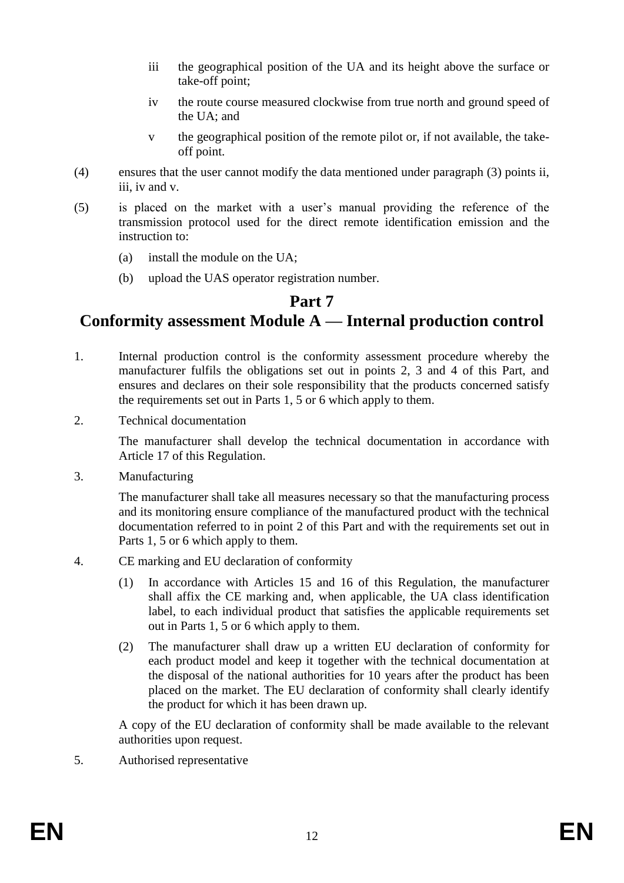iii the geographical position of the UA and its height above the surface or take-off point;

   iv the route course measured clockwise from true north and ground speed of the UA; and

   v the geographical position of the remote pilot or, if not available, the take-off point.

(4) ensures that the user cannot modify the data mentioned under paragraph (3) points ii, iii, iv and v.

(5) is placed on the market with a user's manual providing the reference of the transmission protocol used for the direct remote identification emission and the instruction to:

   (a) install the module on the UA;

   (b) upload the UAS operator registration number.

## Part 7
## Conformity assessment Module A — Internal production control

1. Internal production control is the conformity assessment procedure whereby the manufacturer fulfils the obligations set out in points 2, 3 and 4 of this Part, and ensures and declares on their sole responsibility that the products concerned satisfy the requirements set out in Parts 1, 5 or 6 which apply to them.

2. Technical documentation

   The manufacturer shall develop the technical documentation in accordance with Article 17 of this Regulation.

3. Manufacturing

   The manufacturer shall take all measures necessary so that the manufacturing process and its monitoring ensure compliance of the manufactured product with the technical documentation referred to in point 2 of this Part and with the requirements set out in Parts 1, 5 or 6 which apply to them.

4. CE marking and EU declaration of conformity

   (1) In accordance with Articles 15 and 16 of this Regulation, the manufacturer shall affix the CE marking and, when applicable, the UA class identification label, to each individual product that satisfies the applicable requirements set out in Parts 1, 5 or 6 which apply to them.

   (2) The manufacturer shall draw up a written EU declaration of conformity for each product model and keep it together with the technical documentation at the disposal of the national authorities for 10 years after the product has been placed on the market. The EU declaration of conformity shall clearly identify the product for which it has been drawn up.

   A copy of the EU declaration of conformity shall be made available to the relevant authorities upon request.

5. Authorised representative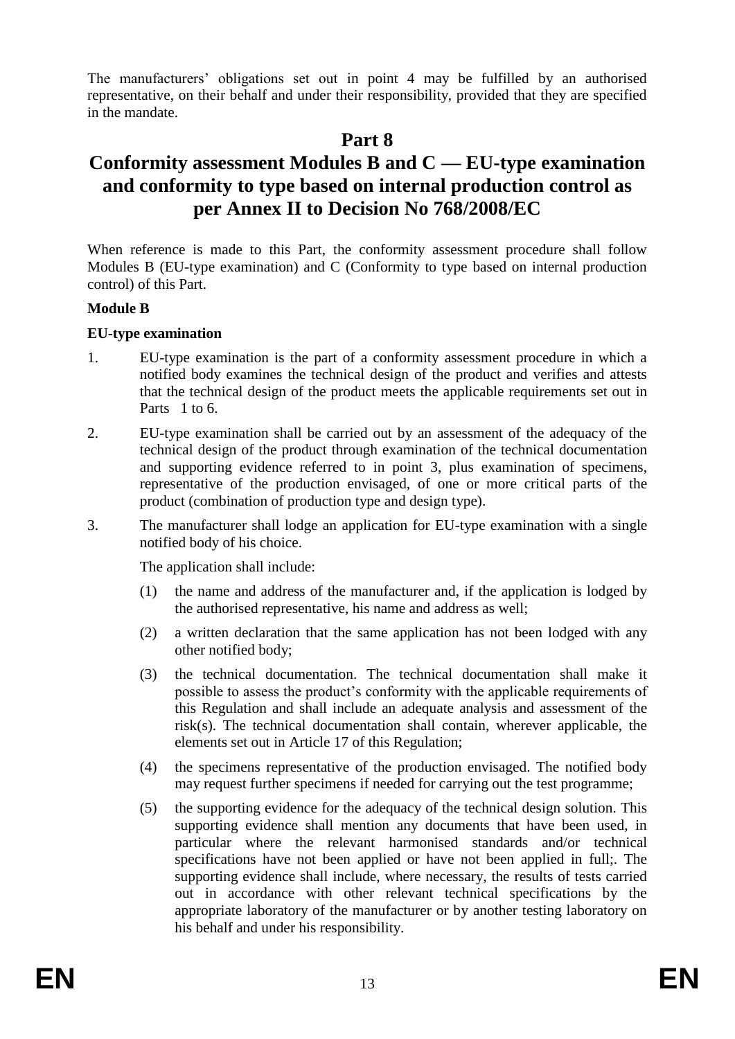The manufacturers' obligations set out in point 4 may be fulfilled by an authorised representative, on their behalf and under their responsibility, provided that they are specified in the mandate.

# Part 8

# Conformity assessment Modules B and C — EU-type examination and conformity to type based on internal production control as per Annex II to Decision No 768/2008/EC

When reference is made to this Part, the conformity assessment procedure shall follow Modules B (EU-type examination) and C (Conformity to type based on internal production control) of this Part.

**Module B**

**EU-type examination**

1. EU-type examination is the part of a conformity assessment procedure in which a notified body examines the technical design of the product and verifies and attests that the technical design of the product meets the applicable requirements set out in Parts 1 to 6.

2. EU-type examination shall be carried out by an assessment of the adequacy of the technical design of the product through examination of the technical documentation and supporting evidence referred to in point 3, plus examination of specimens, representative of the production envisaged, of one or more critical parts of the product (combination of production type and design type).

3. The manufacturer shall lodge an application for EU-type examination with a single notified body of his choice.

   The application shall include:

   (1) the name and address of the manufacturer and, if the application is lodged by the authorised representative, his name and address as well;

   (2) a written declaration that the same application has not been lodged with any other notified body;

   (3) the technical documentation. The technical documentation shall make it possible to assess the product's conformity with the applicable requirements of this Regulation and shall include an adequate analysis and assessment of the risk(s). The technical documentation shall contain, wherever applicable, the elements set out in Article 17 of this Regulation;

   (4) the specimens representative of the production envisaged. The notified body may request further specimens if needed for carrying out the test programme;

   (5) the supporting evidence for the adequacy of the technical design solution. This supporting evidence shall mention any documents that have been used, in particular where the relevant harmonised standards and/or technical specifications have not been applied or have not been applied in full;. The supporting evidence shall include, where necessary, the results of tests carried out in accordance with other relevant technical specifications by the appropriate laboratory of the manufacturer or by another testing laboratory on his behalf and under his responsibility.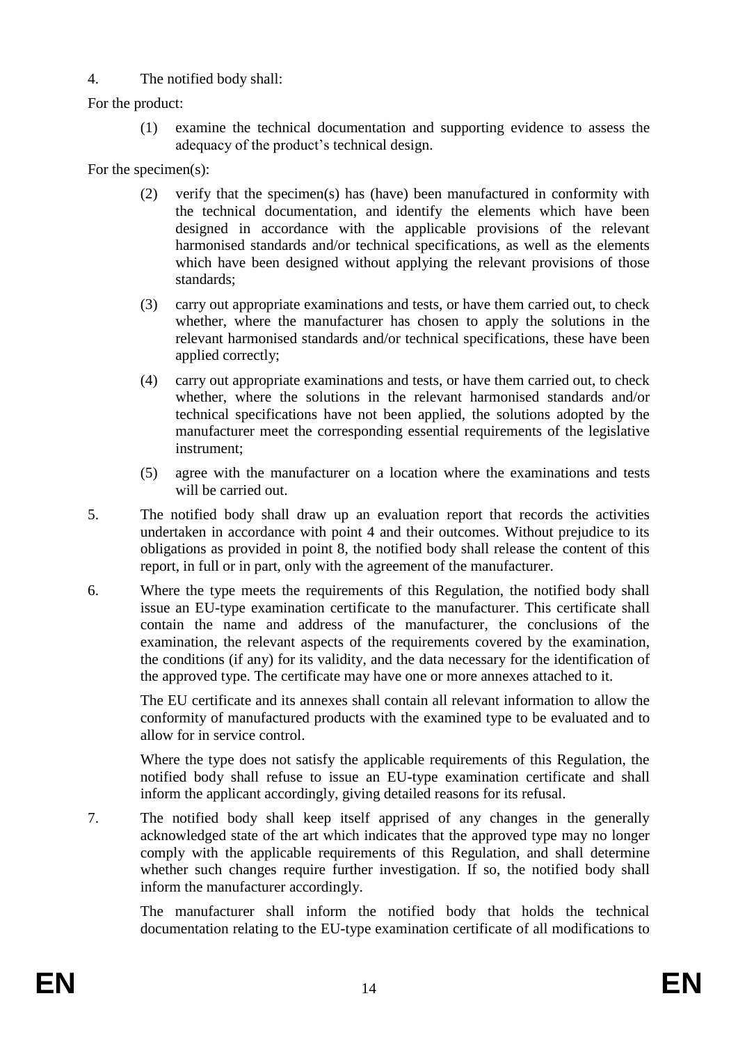4. The notified body shall:

For the product:

(1) examine the technical documentation and supporting evidence to assess the adequacy of the product's technical design.

For the specimen(s):

(2) verify that the specimen(s) has (have) been manufactured in conformity with the technical documentation, and identify the elements which have been designed in accordance with the applicable provisions of the relevant harmonised standards and/or technical specifications, as well as the elements which have been designed without applying the relevant provisions of those standards;

(3) carry out appropriate examinations and tests, or have them carried out, to check whether, where the manufacturer has chosen to apply the solutions in the relevant harmonised standards and/or technical specifications, these have been applied correctly;

(4) carry out appropriate examinations and tests, or have them carried out, to check whether, where the solutions in the relevant harmonised standards and/or technical specifications have not been applied, the solutions adopted by the manufacturer meet the corresponding essential requirements of the legislative instrument;

(5) agree with the manufacturer on a location where the examinations and tests will be carried out.

5. The notified body shall draw up an evaluation report that records the activities undertaken in accordance with point 4 and their outcomes. Without prejudice to its obligations as provided in point 8, the notified body shall release the content of this report, in full or in part, only with the agreement of the manufacturer.

6. Where the type meets the requirements of this Regulation, the notified body shall issue an EU-type examination certificate to the manufacturer. This certificate shall contain the name and address of the manufacturer, the conclusions of the examination, the relevant aspects of the requirements covered by the examination, the conditions (if any) for its validity, and the data necessary for the identification of the approved type. The certificate may have one or more annexes attached to it.

   The EU certificate and its annexes shall contain all relevant information to allow the conformity of manufactured products with the examined type to be evaluated and to allow for in service control.

   Where the type does not satisfy the applicable requirements of this Regulation, the notified body shall refuse to issue an EU-type examination certificate and shall inform the applicant accordingly, giving detailed reasons for its refusal.

7. The notified body shall keep itself apprised of any changes in the generally acknowledged state of the art which indicates that the approved type may no longer comply with the applicable requirements of this Regulation, and shall determine whether such changes require further investigation. If so, the notified body shall inform the manufacturer accordingly.

   The manufacturer shall inform the notified body that holds the technical documentation relating to the EU-type examination certificate of all modifications to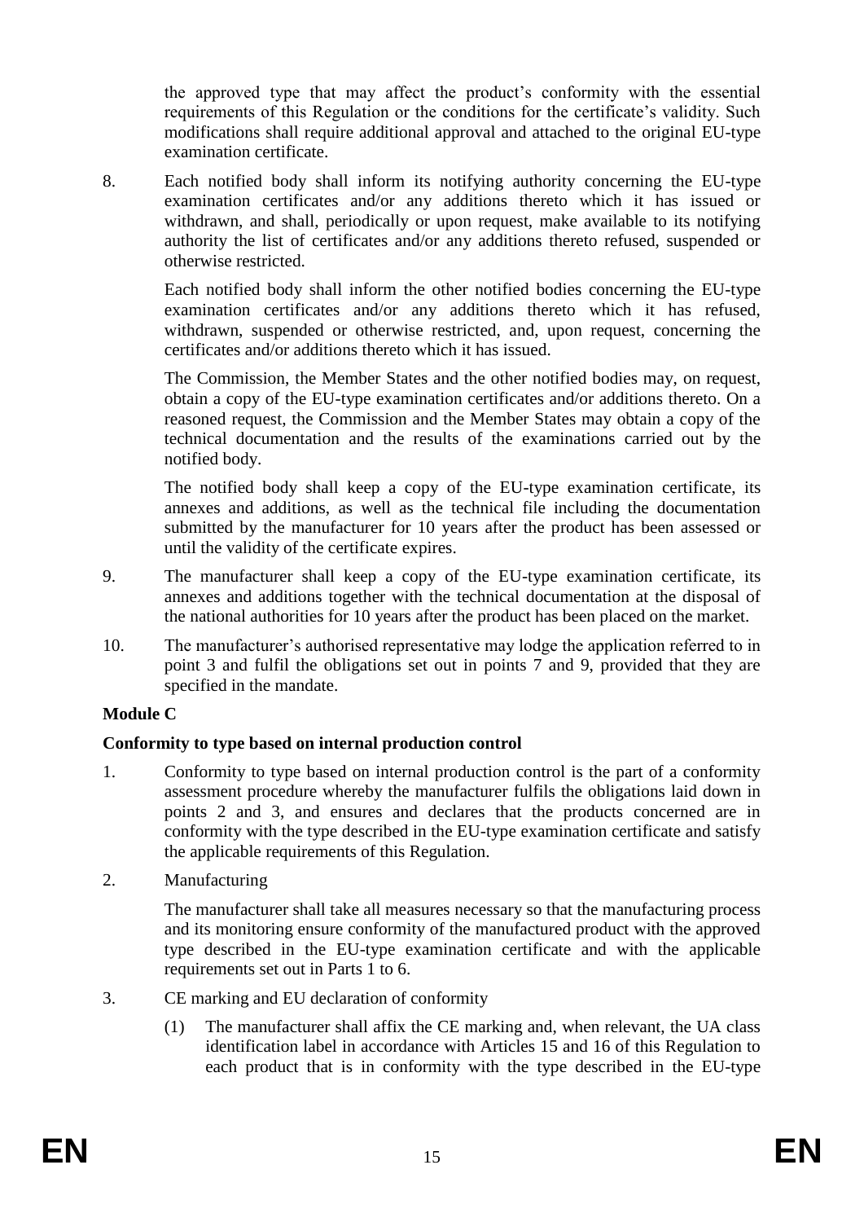the approved type that may affect the product's conformity with the essential requirements of this Regulation or the conditions for the certificate's validity. Such modifications shall require additional approval and attached to the original EU-type examination certificate.

8. Each notified body shall inform its notifying authority concerning the EU-type examination certificates and/or any additions thereto which it has issued or withdrawn, and shall, periodically or upon request, make available to its notifying authority the list of certificates and/or any additions thereto refused, suspended or otherwise restricted.

   Each notified body shall inform the other notified bodies concerning the EU-type examination certificates and/or any additions thereto which it has refused, withdrawn, suspended or otherwise restricted, and, upon request, concerning the certificates and/or additions thereto which it has issued.

   The Commission, the Member States and the other notified bodies may, on request, obtain a copy of the EU-type examination certificates and/or additions thereto. On a reasoned request, the Commission and the Member States may obtain a copy of the technical documentation and the results of the examinations carried out by the notified body.

   The notified body shall keep a copy of the EU-type examination certificate, its annexes and additions, as well as the technical file including the documentation submitted by the manufacturer for 10 years after the product has been assessed or until the validity of the certificate expires.

9. The manufacturer shall keep a copy of the EU-type examination certificate, its annexes and additions together with the technical documentation at the disposal of the national authorities for 10 years after the product has been placed on the market.

10. The manufacturer's authorised representative may lodge the application referred to in point 3 and fulfil the obligations set out in points 7 and 9, provided that they are specified in the mandate.

**Module C**

**Conformity to type based on internal production control**

1. Conformity to type based on internal production control is the part of a conformity assessment procedure whereby the manufacturer fulfils the obligations laid down in points 2 and 3, and ensures and declares that the products concerned are in conformity with the type described in the EU-type examination certificate and satisfy the applicable requirements of this Regulation.

2. Manufacturing

   The manufacturer shall take all measures necessary so that the manufacturing process and its monitoring ensure conformity of the manufactured product with the approved type described in the EU-type examination certificate and with the applicable requirements set out in Parts 1 to 6.

3. CE marking and EU declaration of conformity

   (1) The manufacturer shall affix the CE marking and, when relevant, the UA class identification label in accordance with Articles 15 and 16 of this Regulation to each product that is in conformity with the type described in the EU-type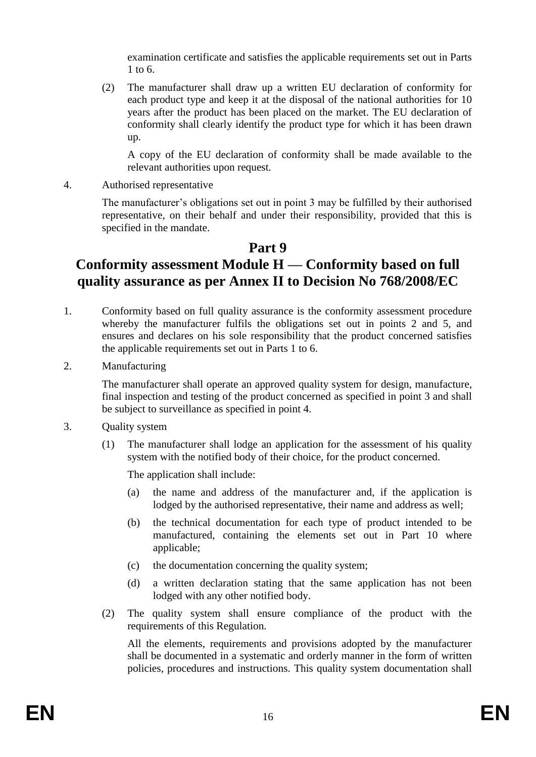examination certificate and satisfies the applicable requirements set out in Parts 1 to 6.

(2) The manufacturer shall draw up a written EU declaration of conformity for each product type and keep it at the disposal of the national authorities for 10 years after the product has been placed on the market. The EU declaration of conformity shall clearly identify the product type for which it has been drawn up.

A copy of the EU declaration of conformity shall be made available to the relevant authorities upon request.

4. Authorised representative

The manufacturer's obligations set out in point 3 may be fulfilled by their authorised representative, on their behalf and under their responsibility, provided that this is specified in the mandate.

# Part 9

# Conformity assessment Module H — Conformity based on full quality assurance as per Annex II to Decision No 768/2008/EC

1. Conformity based on full quality assurance is the conformity assessment procedure whereby the manufacturer fulfils the obligations set out in points 2 and 5, and ensures and declares on his sole responsibility that the product concerned satisfies the applicable requirements set out in Parts 1 to 6.

2. Manufacturing

The manufacturer shall operate an approved quality system for design, manufacture, final inspection and testing of the product concerned as specified in point 3 and shall be subject to surveillance as specified in point 4.

3. Quality system

(1) The manufacturer shall lodge an application for the assessment of his quality system with the notified body of their choice, for the product concerned.

The application shall include:

(a) the name and address of the manufacturer and, if the application is lodged by the authorised representative, their name and address as well;

(b) the technical documentation for each type of product intended to be manufactured, containing the elements set out in Part 10 where applicable;

(c) the documentation concerning the quality system;

(d) a written declaration stating that the same application has not been lodged with any other notified body.

(2) The quality system shall ensure compliance of the product with the requirements of this Regulation.

All the elements, requirements and provisions adopted by the manufacturer shall be documented in a systematic and orderly manner in the form of written policies, procedures and instructions. This quality system documentation shall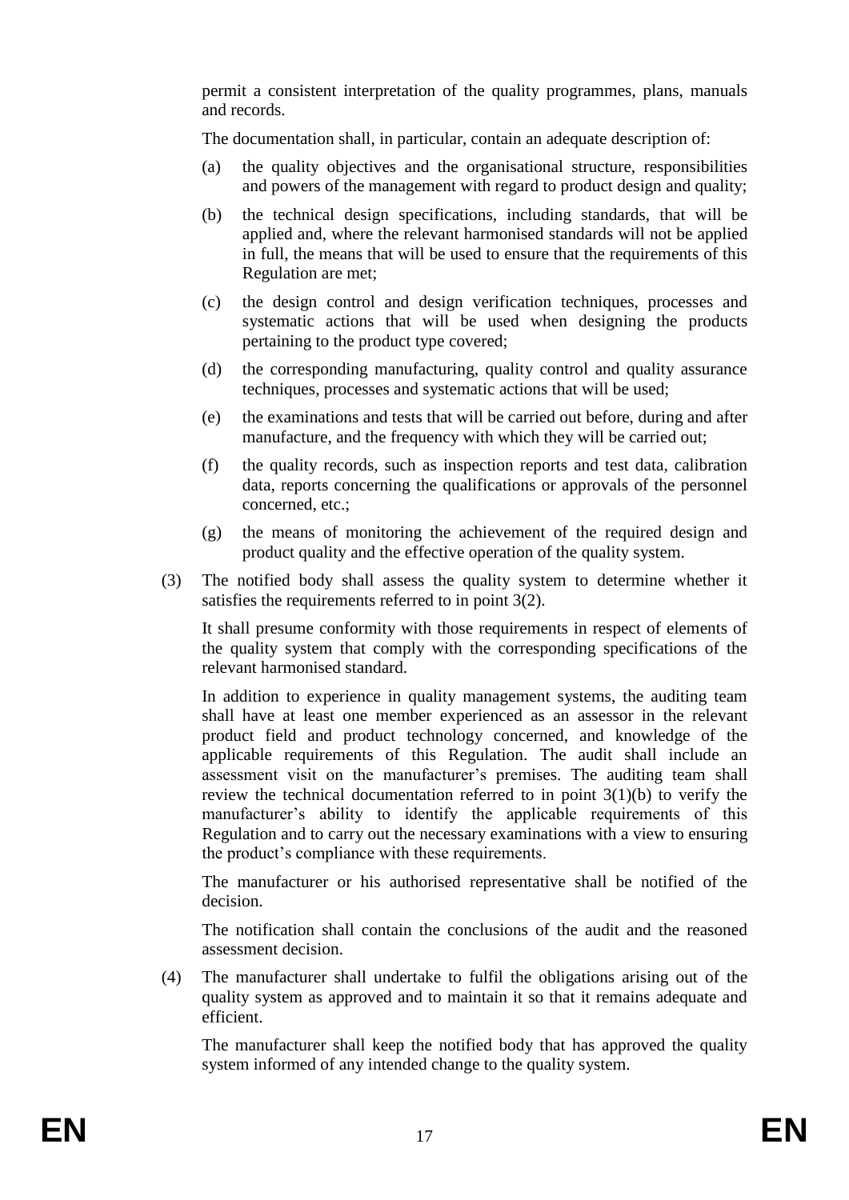permit a consistent interpretation of the quality programmes, plans, manuals and records.

The documentation shall, in particular, contain an adequate description of:

(a) the quality objectives and the organisational structure, responsibilities and powers of the management with regard to product design and quality;

(b) the technical design specifications, including standards, that will be applied and, where the relevant harmonised standards will not be applied in full, the means that will be used to ensure that the requirements of this Regulation are met;

(c) the design control and design verification techniques, processes and systematic actions that will be used when designing the products pertaining to the product type covered;

(d) the corresponding manufacturing, quality control and quality assurance techniques, processes and systematic actions that will be used;

(e) the examinations and tests that will be carried out before, during and after manufacture, and the frequency with which they will be carried out;

(f) the quality records, such as inspection reports and test data, calibration data, reports concerning the qualifications or approvals of the personnel concerned, etc.;

(g) the means of monitoring the achievement of the required design and product quality and the effective operation of the quality system.

(3) The notified body shall assess the quality system to determine whether it satisfies the requirements referred to in point 3(2).

It shall presume conformity with those requirements in respect of elements of the quality system that comply with the corresponding specifications of the relevant harmonised standard.

In addition to experience in quality management systems, the auditing team shall have at least one member experienced as an assessor in the relevant product field and product technology concerned, and knowledge of the applicable requirements of this Regulation. The audit shall include an assessment visit on the manufacturer's premises. The auditing team shall review the technical documentation referred to in point 3(1)(b) to verify the manufacturer's ability to identify the applicable requirements of this Regulation and to carry out the necessary examinations with a view to ensuring the product's compliance with these requirements.

The manufacturer or his authorised representative shall be notified of the decision.

The notification shall contain the conclusions of the audit and the reasoned assessment decision.

(4) The manufacturer shall undertake to fulfil the obligations arising out of the quality system as approved and to maintain it so that it remains adequate and efficient.

The manufacturer shall keep the notified body that has approved the quality system informed of any intended change to the quality system.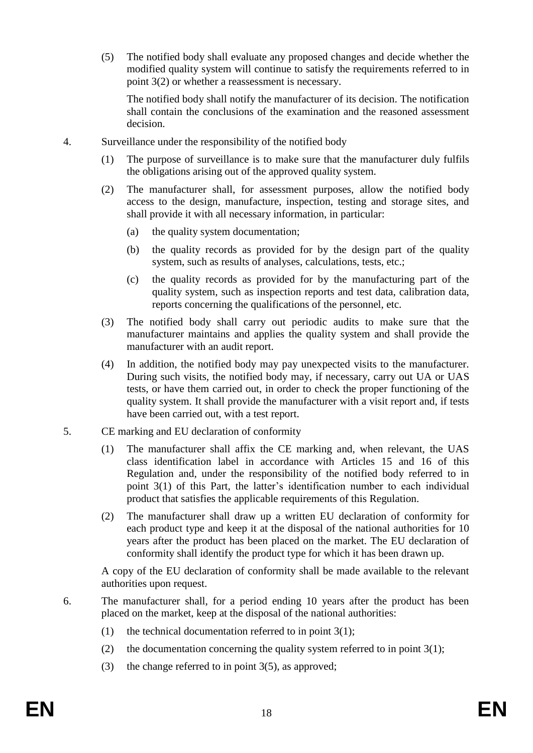(5) The notified body shall evaluate any proposed changes and decide whether the modified quality system will continue to satisfy the requirements referred to in point 3(2) or whether a reassessment is necessary.

The notified body shall notify the manufacturer of its decision. The notification shall contain the conclusions of the examination and the reasoned assessment decision.

4. Surveillance under the responsibility of the notified body

(1) The purpose of surveillance is to make sure that the manufacturer duly fulfils the obligations arising out of the approved quality system.

(2) The manufacturer shall, for assessment purposes, allow the notified body access to the design, manufacture, inspection, testing and storage sites, and shall provide it with all necessary information, in particular:

(a) the quality system documentation;

(b) the quality records as provided for by the design part of the quality system, such as results of analyses, calculations, tests, etc.;

(c) the quality records as provided for by the manufacturing part of the quality system, such as inspection reports and test data, calibration data, reports concerning the qualifications of the personnel, etc.

(3) The notified body shall carry out periodic audits to make sure that the manufacturer maintains and applies the quality system and shall provide the manufacturer with an audit report.

(4) In addition, the notified body may pay unexpected visits to the manufacturer. During such visits, the notified body may, if necessary, carry out UA or UAS tests, or have them carried out, in order to check the proper functioning of the quality system. It shall provide the manufacturer with a visit report and, if tests have been carried out, with a test report.

5. CE marking and EU declaration of conformity

(1) The manufacturer shall affix the CE marking and, when relevant, the UAS class identification label in accordance with Articles 15 and 16 of this Regulation and, under the responsibility of the notified body referred to in point 3(1) of this Part, the latter's identification number to each individual product that satisfies the applicable requirements of this Regulation.

(2) The manufacturer shall draw up a written EU declaration of conformity for each product type and keep it at the disposal of the national authorities for 10 years after the product has been placed on the market. The EU declaration of conformity shall identify the product type for which it has been drawn up.

A copy of the EU declaration of conformity shall be made available to the relevant authorities upon request.

6. The manufacturer shall, for a period ending 10 years after the product has been placed on the market, keep at the disposal of the national authorities:

(1) the technical documentation referred to in point 3(1);

(2) the documentation concerning the quality system referred to in point 3(1);

(3) the change referred to in point 3(5), as approved;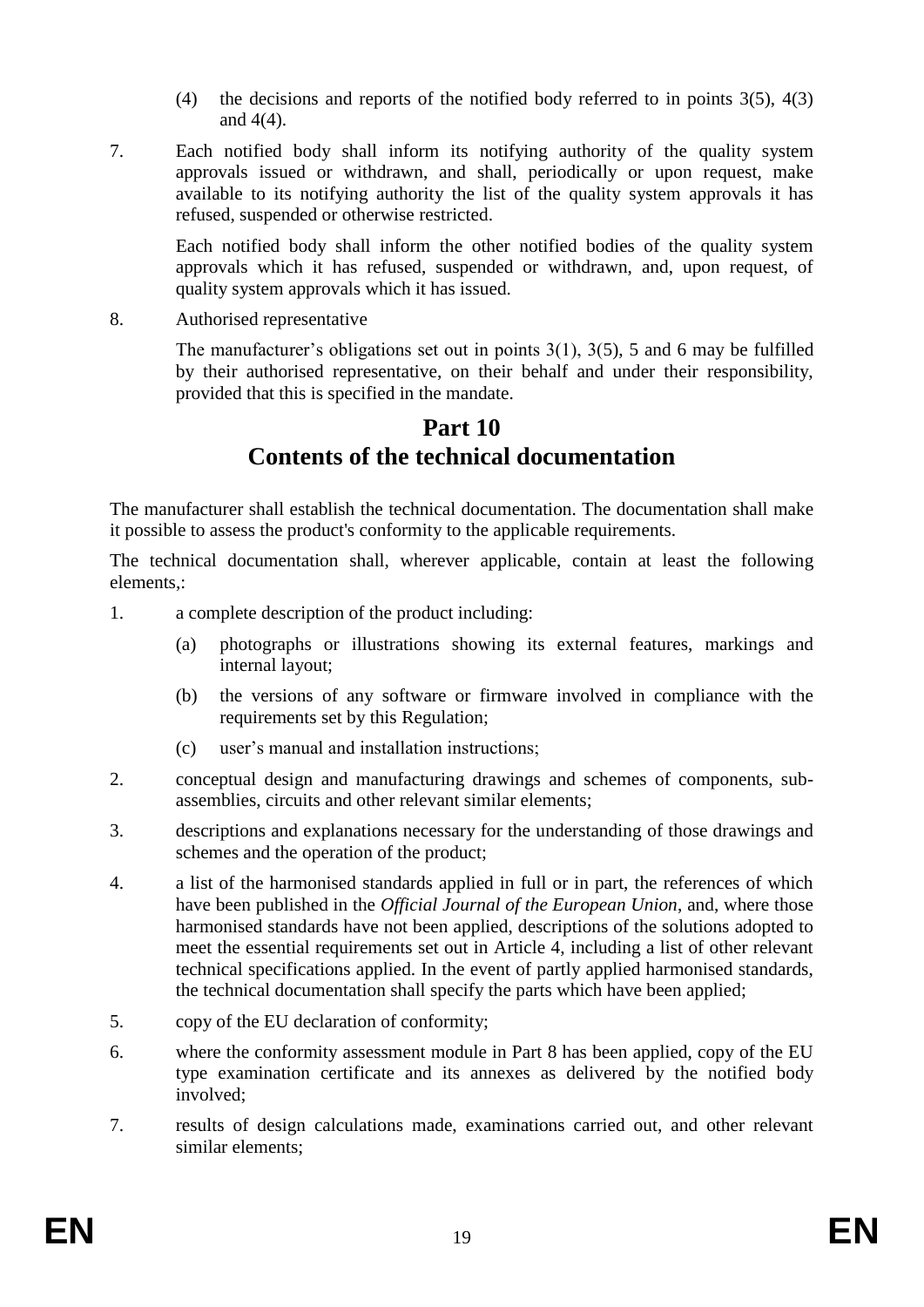(4) the decisions and reports of the notified body referred to in points 3(5), 4(3) and 4(4).

7. Each notified body shall inform its notifying authority of the quality system approvals issued or withdrawn, and shall, periodically or upon request, make available to its notifying authority the list of the quality system approvals it has refused, suspended or otherwise restricted.

   Each notified body shall inform the other notified bodies of the quality system approvals which it has refused, suspended or withdrawn, and, upon request, of quality system approvals which it has issued.

8. Authorised representative

   The manufacturer's obligations set out in points 3(1), 3(5), 5 and 6 may be fulfilled by their authorised representative, on their behalf and under their responsibility, provided that this is specified in the mandate.

# Part 10
# Contents of the technical documentation

The manufacturer shall establish the technical documentation. The documentation shall make it possible to assess the product's conformity to the applicable requirements.

The technical documentation shall, wherever applicable, contain at least the following elements,:

1. a complete description of the product including:
   (a) photographs or illustrations showing its external features, markings and internal layout;
   (b) the versions of any software or firmware involved in compliance with the requirements set by this Regulation;
   (c) user's manual and installation instructions;
2. conceptual design and manufacturing drawings and schemes of components, sub-assemblies, circuits and other relevant similar elements;
3. descriptions and explanations necessary for the understanding of those drawings and schemes and the operation of the product;
4. a list of the harmonised standards applied in full or in part, the references of which have been published in the *Official Journal of the European Union*, and, where those harmonised standards have not been applied, descriptions of the solutions adopted to meet the essential requirements set out in Article 4, including a list of other relevant technical specifications applied. In the event of partly applied harmonised standards, the technical documentation shall specify the parts which have been applied;
5. copy of the EU declaration of conformity;
6. where the conformity assessment module in Part 8 has been applied, copy of the EU type examination certificate and its annexes as delivered by the notified body involved;
7. results of design calculations made, examinations carried out, and other relevant similar elements;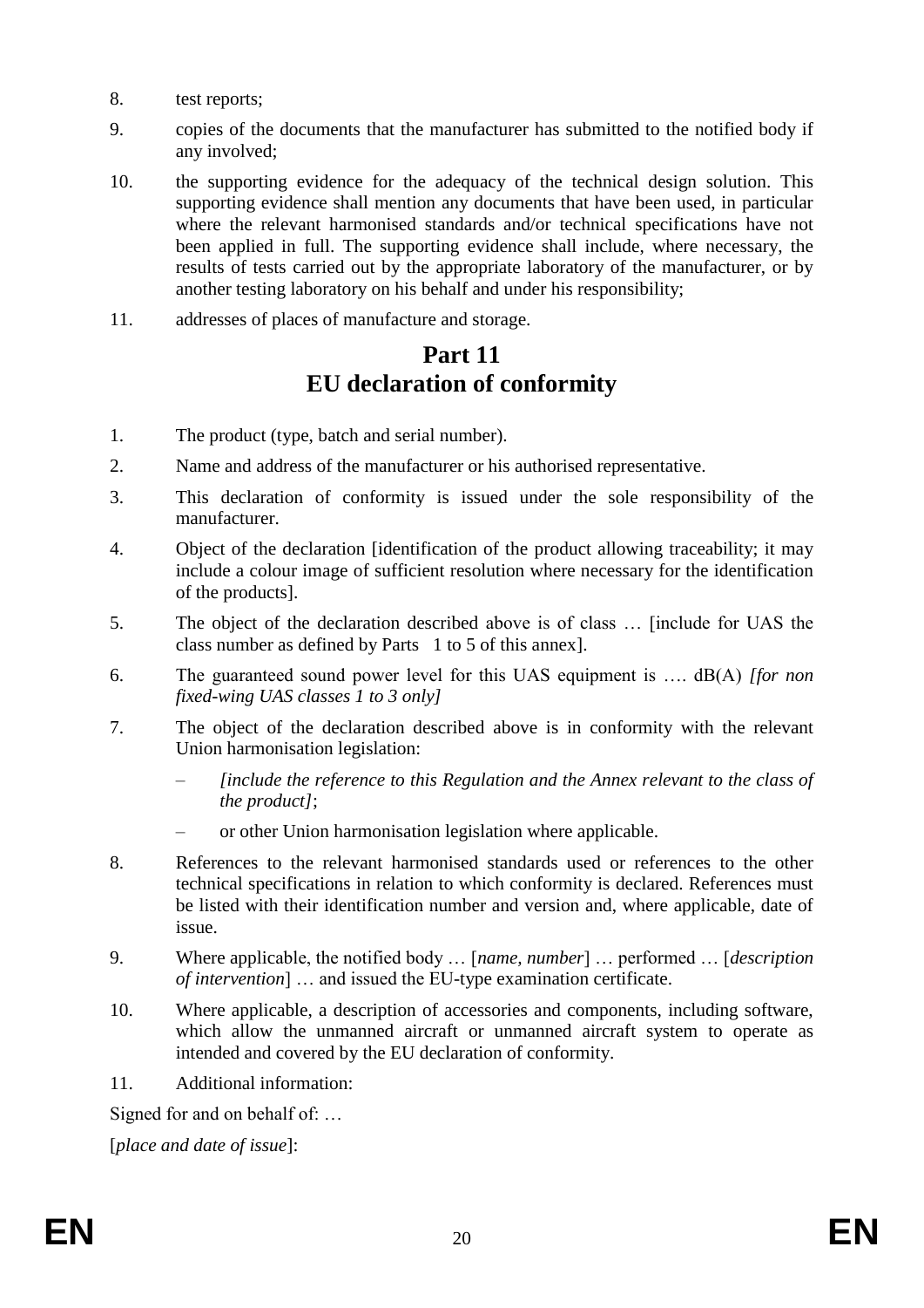8. test reports;

9. copies of the documents that the manufacturer has submitted to the notified body if any involved;

10. the supporting evidence for the adequacy of the technical design solution. This supporting evidence shall mention any documents that have been used, in particular where the relevant harmonised standards and/or technical specifications have not been applied in full. The supporting evidence shall include, where necessary, the results of tests carried out by the appropriate laboratory of the manufacturer, or by another testing laboratory on his behalf and under his responsibility;

11. addresses of places of manufacture and storage.

## Part 11
## EU declaration of conformity

1. The product (type, batch and serial number).

2. Name and address of the manufacturer or his authorised representative.

3. This declaration of conformity is issued under the sole responsibility of the manufacturer.

4. Object of the declaration [identification of the product allowing traceability; it may include a colour image of sufficient resolution where necessary for the identification of the products].

5. The object of the declaration described above is of class … [include for UAS the class number as defined by Parts 1 to 5 of this annex].

6. The guaranteed sound power level for this UAS equipment is …. dB(A) *[for non fixed-wing UAS classes 1 to 3 only]*

7. The object of the declaration described above is in conformity with the relevant Union harmonisation legislation:
   - *[include the reference to this Regulation and the Annex relevant to the class of the product]*;
   - or other Union harmonisation legislation where applicable.

8. References to the relevant harmonised standards used or references to the other technical specifications in relation to which conformity is declared. References must be listed with their identification number and version and, where applicable, date of issue.

9. Where applicable, the notified body … [*name, number*] … performed … [*description of intervention*] … and issued the EU-type examination certificate.

10. Where applicable, a description of accessories and components, including software, which allow the unmanned aircraft or unmanned aircraft system to operate as intended and covered by the EU declaration of conformity.

11. Additional information:

Signed for and on behalf of: …

[*place and date of issue*]: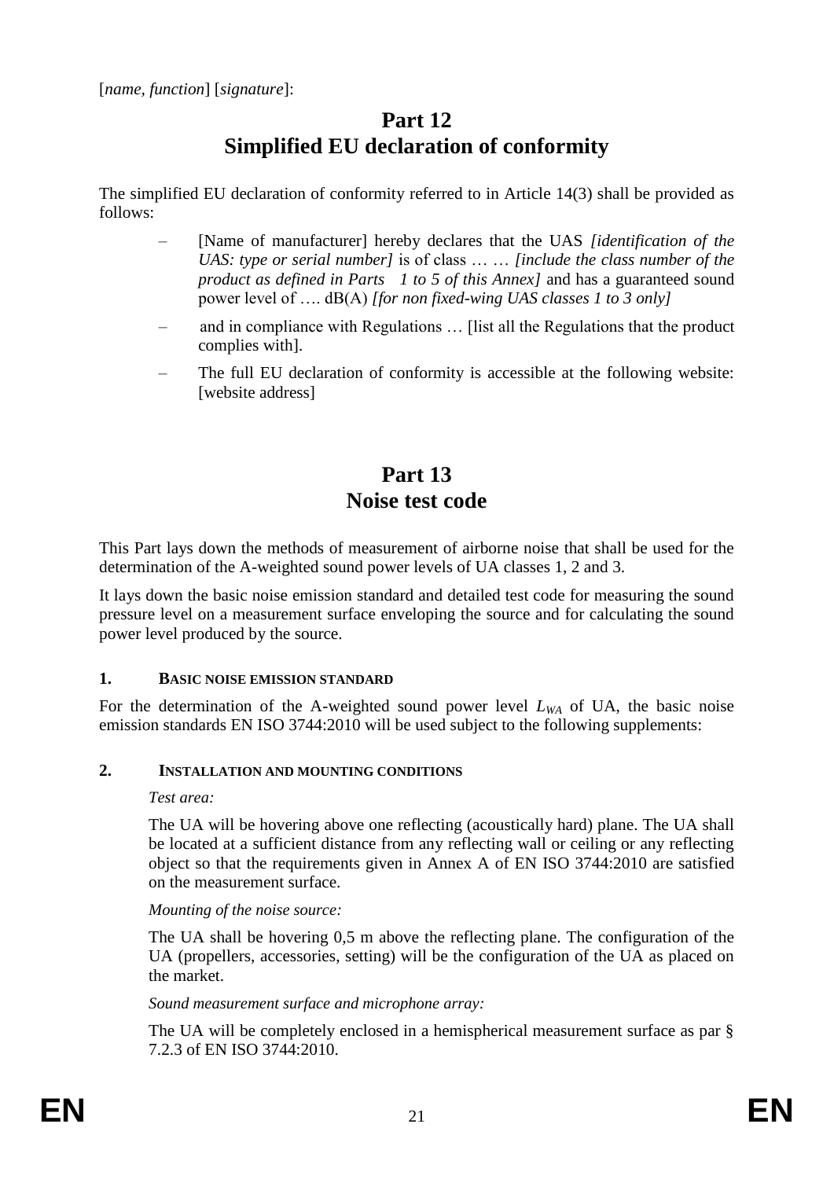[*name, function*] [*signature*]:

# Part 12
# Simplified EU declaration of conformity

The simplified EU declaration of conformity referred to in Article 14(3) shall be provided as follows:

- [Name of manufacturer] hereby declares that the UAS *[identification of the UAS: type or serial number]* is of class … … *[include the class number of the product as defined in Parts 1 to 5 of this Annex]* and has a guaranteed sound power level of …. dB(A) *[for non fixed-wing UAS classes 1 to 3 only]*
- and in compliance with Regulations … [list all the Regulations that the product complies with].
- The full EU declaration of conformity is accessible at the following website: [website address]

# Part 13
# Noise test code

This Part lays down the methods of measurement of airborne noise that shall be used for the determination of the A-weighted sound power levels of UA classes 1, 2 and 3.

It lays down the basic noise emission standard and detailed test code for measuring the sound pressure level on a measurement surface enveloping the source and for calculating the sound power level produced by the source.

## 1. BASIC NOISE EMISSION STANDARD

For the determination of the A-weighted sound power level $L_{WA}$ of UA, the basic noise emission standards EN ISO 3744:2010 will be used subject to the following supplements:

## 2. INSTALLATION AND MOUNTING CONDITIONS

*Test area:*

The UA will be hovering above one reflecting (acoustically hard) plane. The UA shall be located at a sufficient distance from any reflecting wall or ceiling or any reflecting object so that the requirements given in Annex A of EN ISO 3744:2010 are satisfied on the measurement surface.

*Mounting of the noise source:*

The UA shall be hovering 0,5 m above the reflecting plane. The configuration of the UA (propellers, accessories, setting) will be the configuration of the UA as placed on the market.

*Sound measurement surface and microphone array:*

The UA will be completely enclosed in a hemispherical measurement surface as par § 7.2.3 of EN ISO 3744:2010.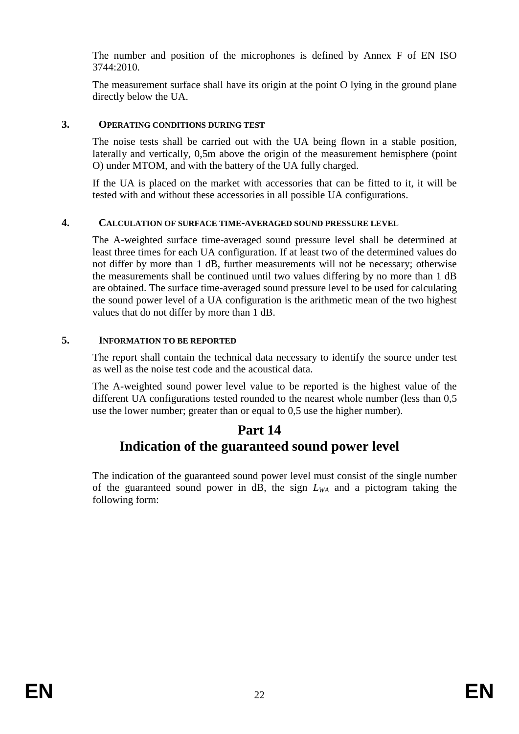The number and position of the microphones is defined by Annex F of EN ISO 3744:2010.

The measurement surface shall have its origin at the point O lying in the ground plane directly below the UA.

### 3. OPERATING CONDITIONS DURING TEST

The noise tests shall be carried out with the UA being flown in a stable position, laterally and vertically, 0,5m above the origin of the measurement hemisphere (point O) under MTOM, and with the battery of the UA fully charged.

If the UA is placed on the market with accessories that can be fitted to it, it will be tested with and without these accessories in all possible UA configurations.

### 4. CALCULATION OF SURFACE TIME-AVERAGED SOUND PRESSURE LEVEL

The A-weighted surface time-averaged sound pressure level shall be determined at least three times for each UA configuration. If at least two of the determined values do not differ by more than 1 dB, further measurements will not be necessary; otherwise the measurements shall be continued until two values differing by no more than 1 dB are obtained. The surface time-averaged sound pressure level to be used for calculating the sound power level of a UA configuration is the arithmetic mean of the two highest values that do not differ by more than 1 dB.

### 5. INFORMATION TO BE REPORTED

The report shall contain the technical data necessary to identify the source under test as well as the noise test code and the acoustical data.

The A-weighted sound power level value to be reported is the highest value of the different UA configurations tested rounded to the nearest whole number (less than 0,5 use the lower number; greater than or equal to 0,5 use the higher number).

# Part 14
# Indication of the guaranteed sound power level

The indication of the guaranteed sound power level must consist of the single number of the guaranteed sound power in dB, the sign $L_{WA}$ and a pictogram taking the following form: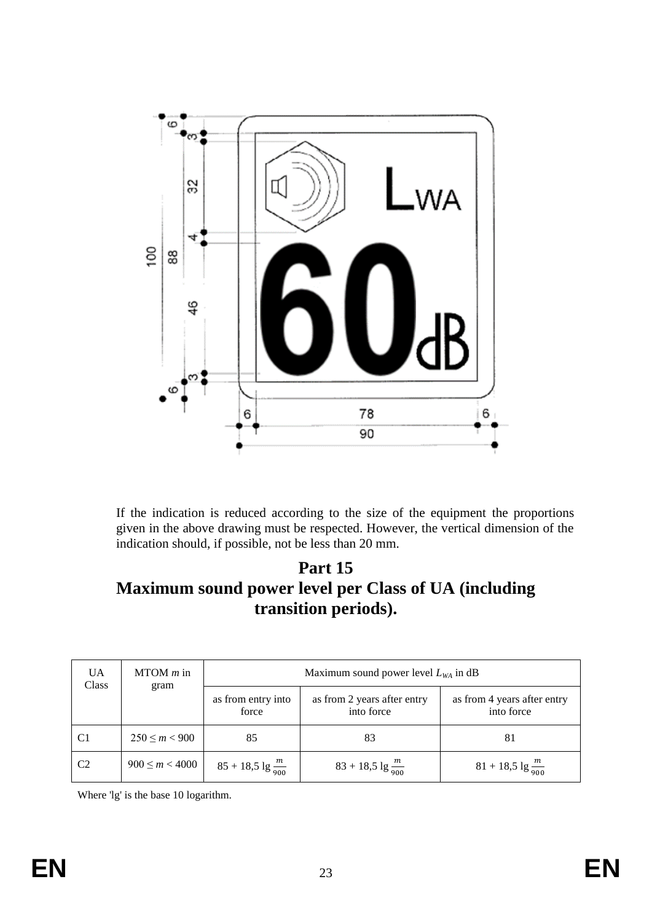If the indication is reduced according to the size of the equipment the proportions given in the above drawing must be respected. However, the vertical dimension of the indication should, if possible, not be less than 20 mm.

# Part 15
# Maximum sound power level per Class of UA (including transition periods).

| UA Class | MTOM $m$ in gram | Maximum sound power level $L_{WA}$ in dB | | |
|---|---|---|---|---|
| | | as from entry into force | as from 2 years after entry into force | as from 4 years after entry into force |
| C1 | $250 \leq m < 900$ | 85 | 83 | 81 |
| C2 | $900 \leq m < 4000$ | $85 + 18{,}5 \lg \frac{m}{900}$ | $83 + 18{,}5 \lg \frac{m}{900}$ | $81 + 18{,}5 \lg \frac{m}{900}$ |

Where 'lg' is the base 10 logarithm.